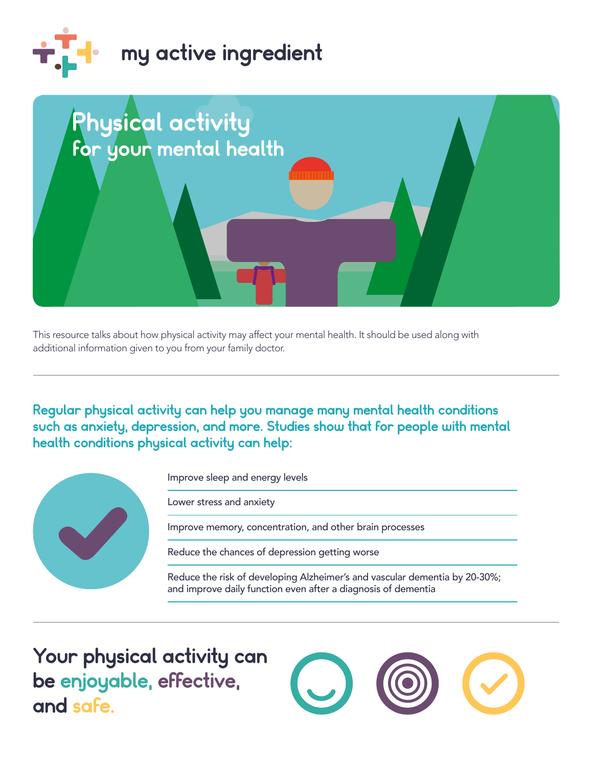my active ingredient

# Physical activity
## for your mental health

This resource talks about how physical activity may affect your mental health. It should be used along with additional information given to you from your family doctor.

**Regular physical activity can help you manage many mental health conditions such as anxiety, depression, and more. Studies show that for people with mental health conditions physical activity can help:**

- Improve sleep and energy levels
- Lower stress and anxiety
- Improve memory, concentration, and other brain processes
- Reduce the chances of depression getting worse
- Reduce the risk of developing Alzheimer's and vascular dementia by 20-30%; and improve daily function even after a diagnosis of dementia

## Your physical activity can be enjoyable, effective, and safe.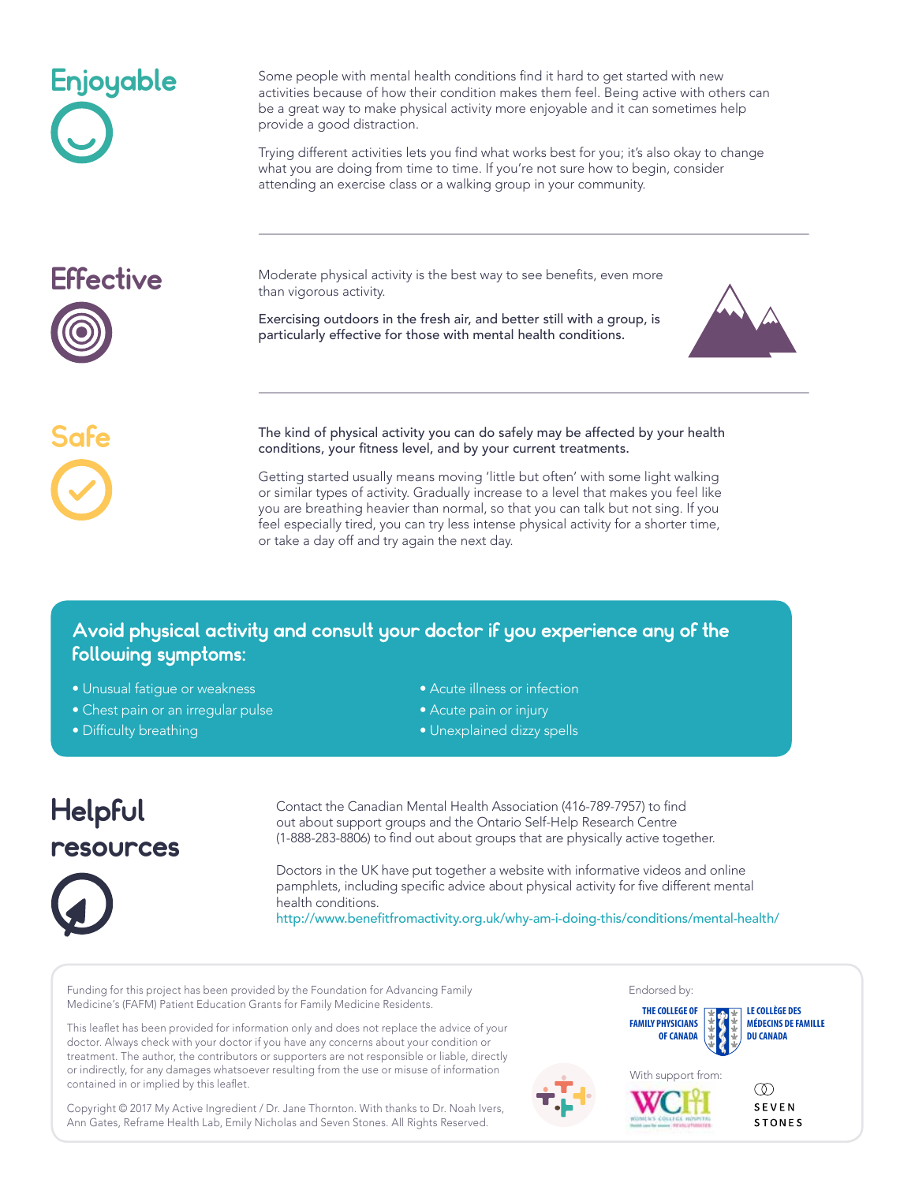## Enjoyable

Some people with mental health conditions find it hard to get started with new activities because of how their condition makes them feel. Being active with others can be a great way to make physical activity more enjoyable and it can sometimes help provide a good distraction.

Trying different activities lets you find what works best for you; it's also okay to change what you are doing from time to time. If you're not sure how to begin, consider attending an exercise class or a walking group in your community.

## Effective

Moderate physical activity is the best way to see benefits, even more than vigorous activity.

Exercising outdoors in the fresh air, and better still with a group, is particularly effective for those with mental health conditions.

## Safe

The kind of physical activity you can do safely may be affected by your health conditions, your fitness level, and by your current treatments.

Getting started usually means moving 'little but often' with some light walking or similar types of activity. Gradually increase to a level that makes you feel like you are breathing heavier than normal, so that you can talk but not sing. If you feel especially tired, you can try less intense physical activity for a shorter time, or take a day off and try again the next day.

### Avoid physical activity and consult your doctor if you experience any of the following symptoms:

- Unusual fatigue or weakness
- Chest pain or an irregular pulse
- Difficulty breathing
- Acute illness or infection
- Acute pain or injury
- Unexplained dizzy spells

## Helpful resources

Contact the Canadian Mental Health Association (416-789-7957) to find out about support groups and the Ontario Self-Help Research Centre (1-888-283-8806) to find out about groups that are physically active together.

Doctors in the UK have put together a website with informative videos and online pamphlets, including specific advice about physical activity for five different mental health conditions.
http://www.benefitfromactivity.org.uk/why-am-i-doing-this/conditions/mental-health/

---

Funding for this project has been provided by the Foundation for Advancing Family Medicine's (FAFM) Patient Education Grants for Family Medicine Residents.

This leaflet has been provided for information only and does not replace the advice of your doctor. Always check with your doctor if you have any concerns about your condition or treatment. The author, the contributors or supporters are not responsible or liable, directly or indirectly, for any damages whatsoever resulting from the use or misuse of information contained in or implied by this leaflet.

Copyright © 2017 My Active Ingredient / Dr. Jane Thornton. With thanks to Dr. Noah Ivers, Ann Gates, Reframe Health Lab, Emily Nicholas and Seven Stones. All Rights Reserved.

Endorsed by:

THE COLLEGE OF FAMILY PHYSICIANS OF CANADA / LE COLLÈGE DES MÉDECINS DE FAMILLE DU CANADA

With support from:

WCH WOMEN'S COLLEGE HOSPITAL

SEVEN STONES